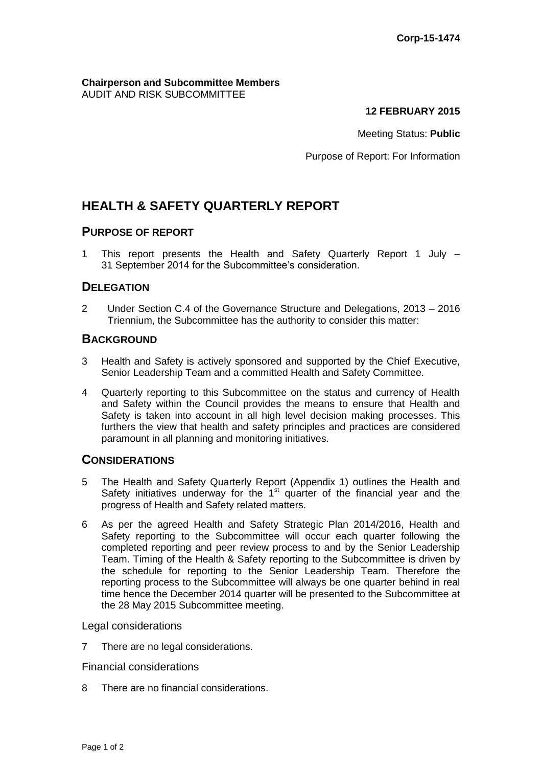**Corp-15-1474**

**Chairperson and Subcommittee Members**
AUDIT AND RISK SUBCOMMITTEE

**12 FEBRUARY 2015**

Meeting Status: **Public**

Purpose of Report: For Information

# HEALTH & SAFETY QUARTERLY REPORT

## PURPOSE OF REPORT

1 This report presents the Health and Safety Quarterly Report 1 July – 31 September 2014 for the Subcommittee's consideration.

## DELEGATION

2 Under Section C.4 of the Governance Structure and Delegations, 2013 – 2016 Triennium, the Subcommittee has the authority to consider this matter:

## BACKGROUND

3 Health and Safety is actively sponsored and supported by the Chief Executive, Senior Leadership Team and a committed Health and Safety Committee.

4 Quarterly reporting to this Subcommittee on the status and currency of Health and Safety within the Council provides the means to ensure that Health and Safety is taken into account in all high level decision making processes. This furthers the view that health and safety principles and practices are considered paramount in all planning and monitoring initiatives.

## CONSIDERATIONS

5 The Health and Safety Quarterly Report (Appendix 1) outlines the Health and Safety initiatives underway for the 1st quarter of the financial year and the progress of Health and Safety related matters.

6 As per the agreed Health and Safety Strategic Plan 2014/2016, Health and Safety reporting to the Subcommittee will occur each quarter following the completed reporting and peer review process to and by the Senior Leadership Team. Timing of the Health & Safety reporting to the Subcommittee is driven by the schedule for reporting to the Senior Leadership Team. Therefore the reporting process to the Subcommittee will always be one quarter behind in real time hence the December 2014 quarter will be presented to the Subcommittee at the 28 May 2015 Subcommittee meeting.

### Legal considerations

7 There are no legal considerations.

### Financial considerations

8 There are no financial considerations.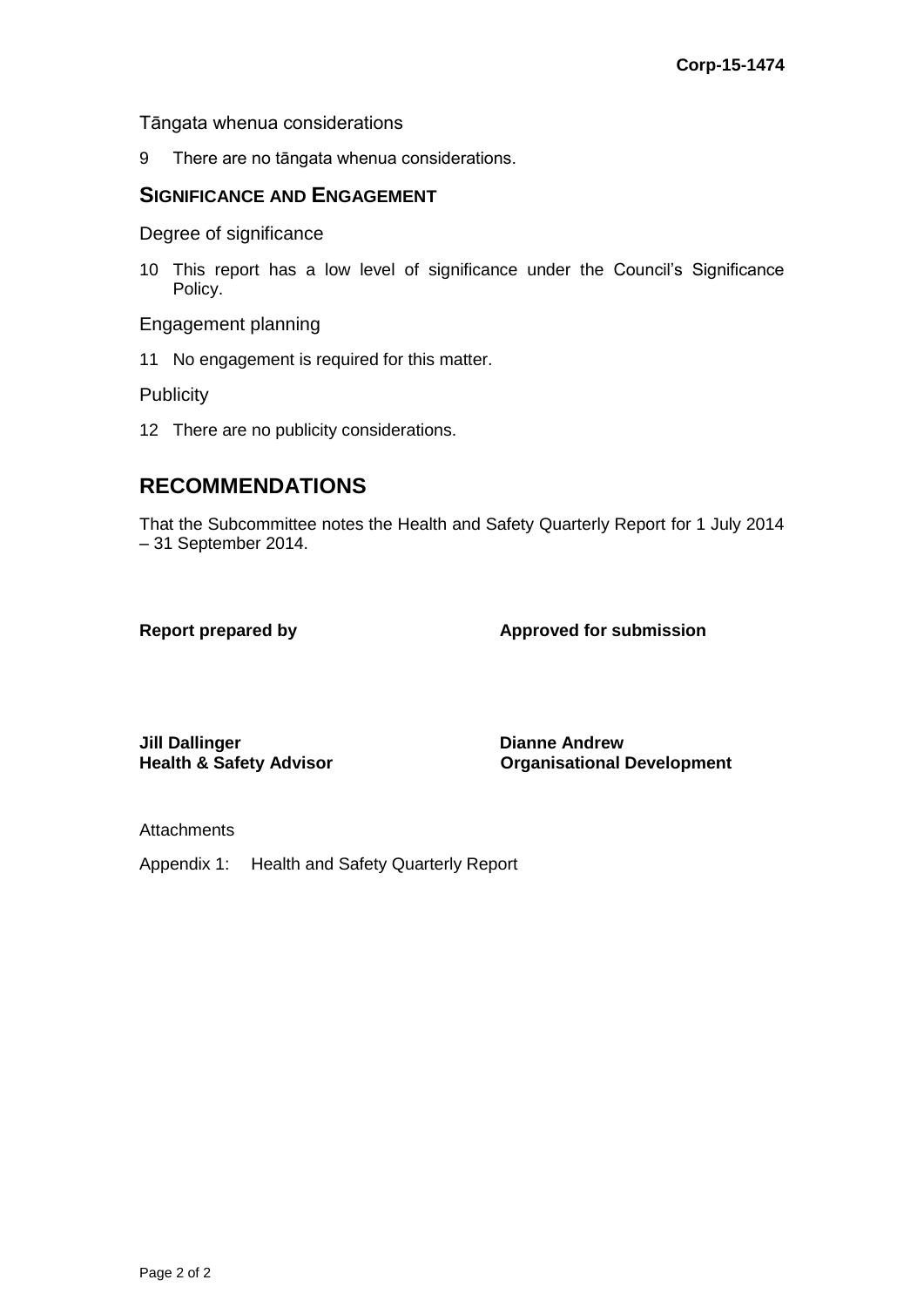Tāngata whenua considerations

9 There are no tāngata whenua considerations.

## SIGNIFICANCE AND ENGAGEMENT

Degree of significance

10 This report has a low level of significance under the Council's Significance Policy.

Engagement planning

11 No engagement is required for this matter.

Publicity

12 There are no publicity considerations.

# RECOMMENDATIONS

That the Subcommittee notes the Health and Safety Quarterly Report for 1 July 2014 – 31 September 2014.

| | |
|---|---|
| **Report prepared by** | **Approved for submission** |
| **Jill Dallinger** | **Dianne Andrew** |
| **Health & Safety Advisor** | **Organisational Development** |

Attachments

Appendix 1: Health and Safety Quarterly Report